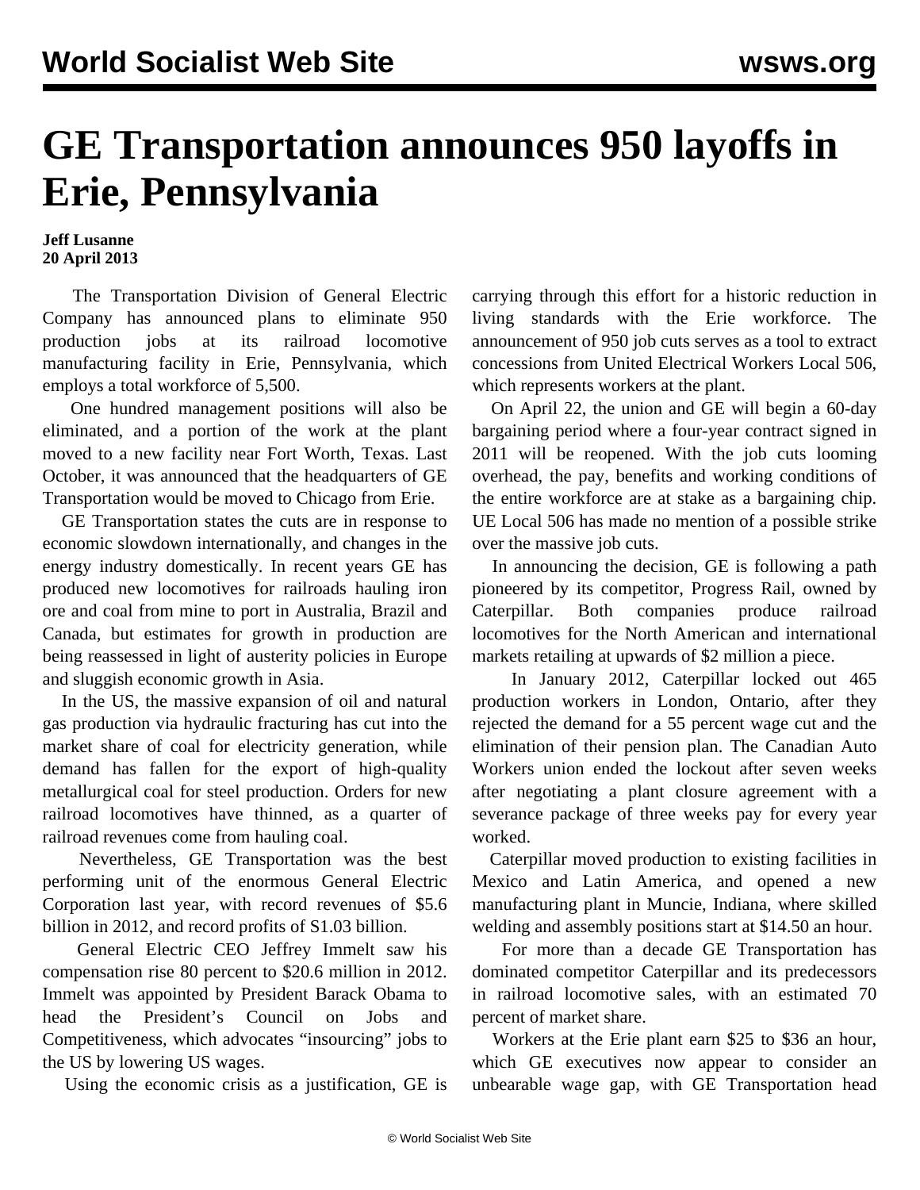# GE Transportation announces 950 layoffs in Erie, Pennsylvania

**Jeff Lusanne**
**20 April 2013**

The Transportation Division of General Electric Company has announced plans to eliminate 950 production jobs at its railroad locomotive manufacturing facility in Erie, Pennsylvania, which employs a total workforce of 5,500.

One hundred management positions will also be eliminated, and a portion of the work at the plant moved to a new facility near Fort Worth, Texas. Last October, it was announced that the headquarters of GE Transportation would be moved to Chicago from Erie.

GE Transportation states the cuts are in response to economic slowdown internationally, and changes in the energy industry domestically. In recent years GE has produced new locomotives for railroads hauling iron ore and coal from mine to port in Australia, Brazil and Canada, but estimates for growth in production are being reassessed in light of austerity policies in Europe and sluggish economic growth in Asia.

In the US, the massive expansion of oil and natural gas production via hydraulic fracturing has cut into the market share of coal for electricity generation, while demand has fallen for the export of high-quality metallurgical coal for steel production. Orders for new railroad locomotives have thinned, as a quarter of railroad revenues come from hauling coal.

Nevertheless, GE Transportation was the best performing unit of the enormous General Electric Corporation last year, with record revenues of $5.6 billion in 2012, and record profits of S1.03 billion.

General Electric CEO Jeffrey Immelt saw his compensation rise 80 percent to $20.6 million in 2012. Immelt was appointed by President Barack Obama to head the President’s Council on Jobs and Competitiveness, which advocates “insourcing” jobs to the US by lowering US wages.

Using the economic crisis as a justification, GE is carrying through this effort for a historic reduction in living standards with the Erie workforce. The announcement of 950 job cuts serves as a tool to extract concessions from United Electrical Workers Local 506, which represents workers at the plant.

On April 22, the union and GE will begin a 60-day bargaining period where a four-year contract signed in 2011 will be reopened. With the job cuts looming overhead, the pay, benefits and working conditions of the entire workforce are at stake as a bargaining chip. UE Local 506 has made no mention of a possible strike over the massive job cuts.

In announcing the decision, GE is following a path pioneered by its competitor, Progress Rail, owned by Caterpillar. Both companies produce railroad locomotives for the North American and international markets retailing at upwards of $2 million a piece.

In January 2012, Caterpillar locked out 465 production workers in London, Ontario, after they rejected the demand for a 55 percent wage cut and the elimination of their pension plan. The Canadian Auto Workers union ended the lockout after seven weeks after negotiating a plant closure agreement with a severance package of three weeks pay for every year worked.

Caterpillar moved production to existing facilities in Mexico and Latin America, and opened a new manufacturing plant in Muncie, Indiana, where skilled welding and assembly positions start at $14.50 an hour.

For more than a decade GE Transportation has dominated competitor Caterpillar and its predecessors in railroad locomotive sales, with an estimated 70 percent of market share.

Workers at the Erie plant earn $25 to $36 an hour, which GE executives now appear to consider an unbearable wage gap, with GE Transportation head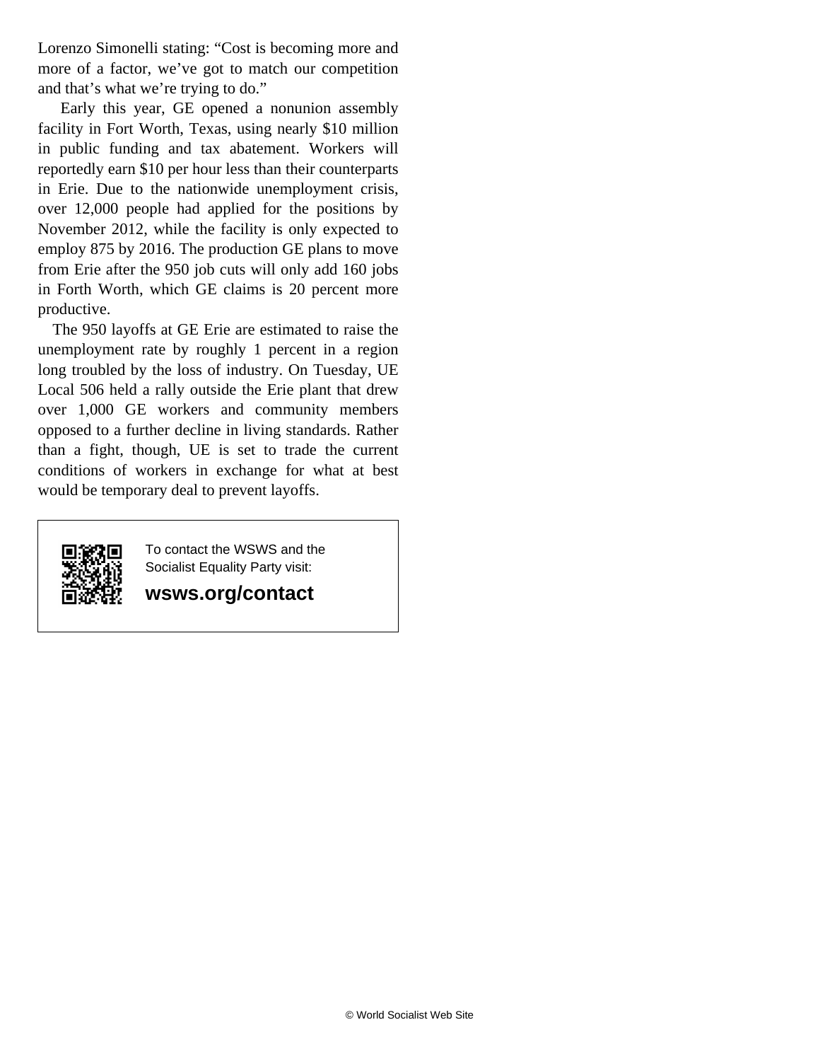Lorenzo Simonelli stating: "Cost is becoming more and more of a factor, we've got to match our competition and that's what we're trying to do."

Early this year, GE opened a nonunion assembly facility in Fort Worth, Texas, using nearly $10 million in public funding and tax abatement. Workers will reportedly earn $10 per hour less than their counterparts in Erie. Due to the nationwide unemployment crisis, over 12,000 people had applied for the positions by November 2012, while the facility is only expected to employ 875 by 2016. The production GE plans to move from Erie after the 950 job cuts will only add 160 jobs in Forth Worth, which GE claims is 20 percent more productive.

The 950 layoffs at GE Erie are estimated to raise the unemployment rate by roughly 1 percent in a region long troubled by the loss of industry. On Tuesday, UE Local 506 held a rally outside the Erie plant that drew over 1,000 GE workers and community members opposed to a further decline in living standards. Rather than a fight, though, UE is set to trade the current conditions of workers in exchange for what at best would be temporary deal to prevent layoffs.

To contact the WSWS and the Socialist Equality Party visit:

**wsws.org/contact**